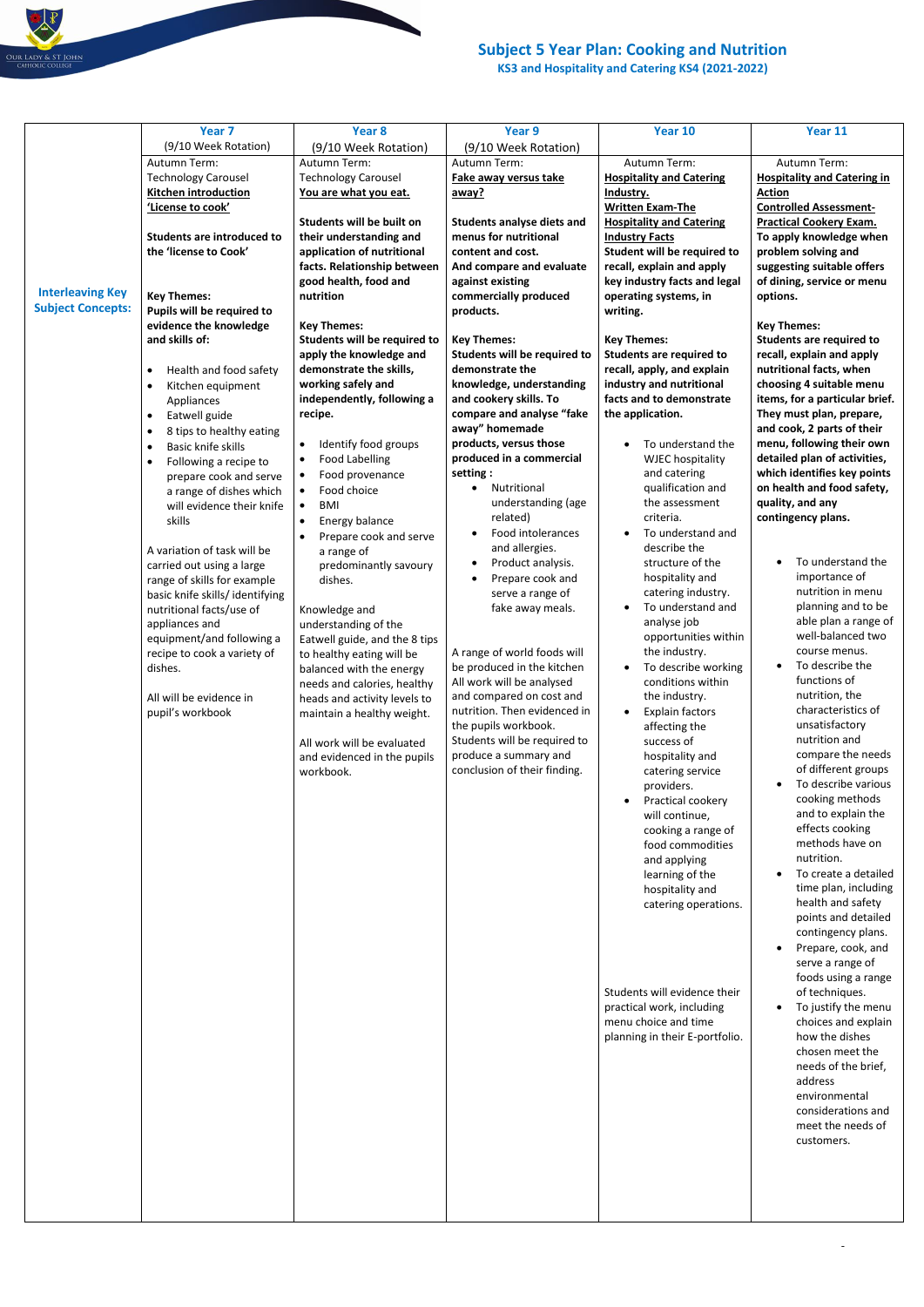# Subject 5 Year Plan: Cooking and Nutrition

## KS3 and Hospitality and Catering KS4 (2021-2022)

| | Year 7 (9/10 Week Rotation) | Year 8 (9/10 Week Rotation) | Year 9 (9/10 Week Rotation) | Year 10 | Year 11 |
|---|---|---|---|---|---|
| **Interleaving Key Subject Concepts:** | Autumn Term:<br>Technology Carousel<br>**Kitchen introduction**<br>**'License to cook'**<br><br>**Students are introduced to the 'license to Cook'**<br><br>**Key Themes:**<br>**Pupils will be required to evidence the knowledge and skills of:**<br>• Health and food safety<br>• Kitchen equipment Appliances<br>• Eatwell guide<br>• 8 tips to healthy eating<br>• Basic knife skills<br>• Following a recipe to prepare cook and serve a range of dishes which will evidence their knife skills<br><br>A variation of task will be carried out using a large range of skills for example basic knife skills/ identifying nutritional facts/use of appliances and equipment/and following a recipe to cook a variety of dishes.<br><br>All will be evidence in pupil's workbook | Autumn Term:<br>Technology Carousel<br>**You are what you eat.**<br><br>**Students will be built on their understanding and application of nutritional facts. Relationship between good health, food and nutrition**<br><br>**Key Themes:**<br>**Students will be required to apply the knowledge and demonstrate the skills, working safely and independently, following a recipe.**<br>• Identify food groups<br>• Food Labelling<br>• Food provenance<br>• Food choice<br>• BMI<br>• Energy balance<br>• Prepare cook and serve a range of predominantly savoury dishes.<br><br>Knowledge and understanding of the Eatwell guide, and the 8 tips to healthy eating will be balanced with the energy needs and calories, healthy heads and activity levels to maintain a healthy weight.<br><br>All work will be evaluated and evidenced in the pupils workbook. | Autumn Term:<br>**Fake away versus take away?**<br><br>**Students analyse diets and menus for nutritional content and cost. And compare and evaluate against existing commercially produced products.**<br><br>**Key Themes:**<br>**Students will be required to demonstrate the knowledge, understanding and cookery skills. To compare and analyse "fake away" homemade products, versus those produced in a commercial setting :**<br>• Nutritional understanding (age related)<br>• Food intolerances and allergies.<br>• Product analysis.<br>• Prepare cook and serve a range of fake away meals.<br><br>A range of world foods will be produced in the kitchen All work will be analysed and compared on cost and nutrition. Then evidenced in the pupils workbook. Students will be required to produce a summary and conclusion of their finding. | Autumn Term:<br>**Hospitality and Catering Industry.**<br>**Written Exam-The Hospitality and Catering Industry Facts**<br>**Student will be required to recall, explain and apply key industry facts and legal operating systems, in writing.**<br><br>**Key Themes:**<br>**Students are required to recall, apply, and explain industry and nutritional facts and to demonstrate the application.**<br>• To understand the WJEC hospitality and catering qualification and the assessment criteria.<br>• To understand and describe the structure of the hospitality and catering industry.<br>• To understand and analyse job opportunities within the industry.<br>• To describe working conditions within the industry.<br>• Explain factors affecting the success of hospitality and catering service providers.<br>• Practical cookery will continue, cooking a range of food commodities and applying learning of the hospitality and catering operations.<br><br>Students will evidence their practical work, including menu choice and time planning in their E-portfolio. | Autumn Term:<br>**Hospitality and Catering in Action**<br>**Controlled Assessment- Practical Cookery Exam.**<br>**To apply knowledge when problem solving and suggesting suitable offers of dining, service or menu options.**<br><br>**Key Themes:**<br>**Students are required to recall, explain and apply nutritional facts, when choosing 4 suitable menu items, for a particular brief. They must plan, prepare, and cook, 2 parts of their menu, following their own detailed plan of activities, which identifies key points on health and food safety, quality, and any contingency plans.**<br><br>• To understand the importance of nutrition in menu planning and to be able plan a range of well-balanced two course menus.<br>• To describe the functions of nutrition, the characteristics of unsatisfactory nutrition and compare the needs of different groups<br>• To describe various cooking methods and to explain the effects cooking methods have on nutrition.<br>• To create a detailed time plan, including health and safety points and detailed contingency plans.<br>• Prepare, cook, and serve a range of foods using a range of techniques.<br>• To justify the menu choices and explain how the dishes chosen meet the needs of the brief, address environmental considerations and meet the needs of customers. |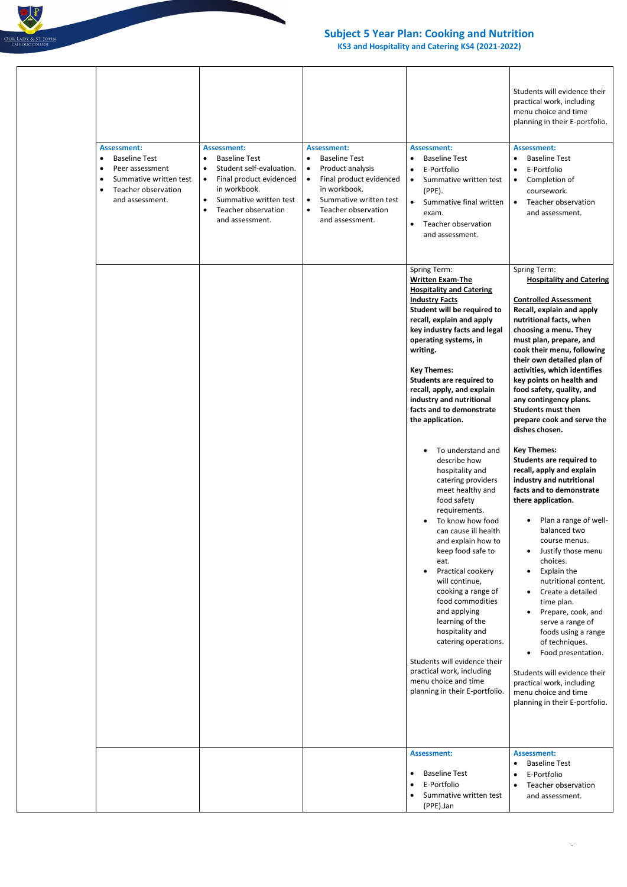# Subject 5 Year Plan: Cooking and Nutrition

## KS3 and Hospitality and Catering KS4 (2021-2022)

| | | | | | |
|---|---|---|---|---|---|
| | | | | | Students will evidence their practical work, including menu choice and time planning in their E-portfolio. |
| | **Assessment:**<br>• Baseline Test<br>• Peer assessment<br>• Summative written test<br>• Teacher observation and assessment. | **Assessment:**<br>• Baseline Test<br>• Student self-evaluation.<br>• Final product evidenced in workbook.<br>• Summative written test<br>• Teacher observation and assessment. | **Assessment:**<br>• Baseline Test<br>• Product analysis<br>• Final product evidenced in workbook.<br>• Summative written test<br>• Teacher observation and assessment. | **Assessment:**<br>• Baseline Test<br>• E-Portfolio<br>• Summative written test (PPE).<br>• Summative final written exam.<br>• Teacher observation and assessment. | **Assessment:**<br>• Baseline Test<br>• E-Portfolio<br>• Completion of coursework.<br>• Teacher observation and assessment. |
| | | | | Spring Term:<br>**Written Exam-The Hospitality and Catering Industry Facts**<br>**Student will be required to recall, explain and apply key industry facts and legal operating systems, in writing.**<br><br>**Key Themes:**<br>**Students are required to recall, apply, and explain industry and nutritional facts and to demonstrate the application.**<br><br>• To understand and describe how hospitality and catering providers meet healthy and food safety requirements.<br>• To know how food can cause ill health and explain how to keep food safe to eat.<br>• Practical cookery will continue, cooking a range of food commodities and applying learning of the hospitality and catering operations.<br><br>Students will evidence their practical work, including menu choice and time planning in their E-portfolio. | Spring Term:<br>**Hospitality and Catering**<br><br>**Controlled Assessment**<br>**Recall, explain and apply nutritional facts, when choosing a menu. They must plan, prepare, and cook their menu, following their own detailed plan of activities, which identifies key points on health and food safety, quality, and any contingency plans. Students must then prepare cook and serve the dishes chosen.**<br><br>**Key Themes:**<br>**Students are required to recall, apply and explain industry and nutritional facts and to demonstrate there application.**<br><br>• Plan a range of well-balanced two course menus.<br>• Justify those menu choices.<br>• Explain the nutritional content.<br>• Create a detailed time plan.<br>• Prepare, cook, and serve a range of foods using a range of techniques.<br>• Food presentation.<br><br>Students will evidence their practical work, including menu choice and time planning in their E-portfolio. |
| | | | | **Assessment:**<br><br>• Baseline Test<br>• E-Portfolio<br>• Summative written test (PPE).Jan | **Assessment:**<br>• Baseline Test<br>• E-Portfolio<br>• Teacher observation and assessment. |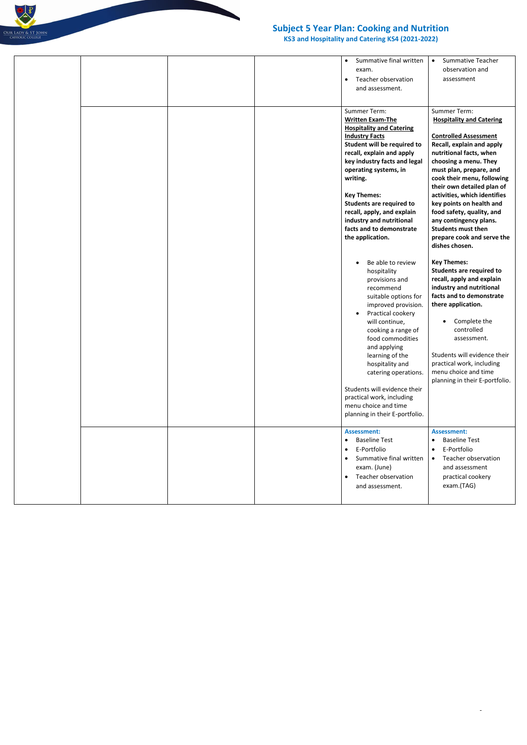# Subject 5 Year Plan: Cooking and Nutrition

## KS3 and Hospitality and Catering KS4 (2021-2022)

| | | | | | |
|---|---|---|---|---|---|
| | | | | • Summative final written exam.<br>• Teacher observation and assessment. | • Summative Teacher observation and assessment |
| | | | | Summer Term:<br>**<u>Written Exam-The Hospitality and Catering Industry Facts</u>**<br>**Student will be required to recall, explain and apply key industry facts and legal operating systems, in writing.**<br><br>**Key Themes:**<br>**Students are required to recall, apply, and explain industry and nutritional facts and to demonstrate the application.**<br><br>• Be able to review hospitality provisions and recommend suitable options for improved provision.<br>• Practical cookery will continue, cooking a range of food commodities and applying learning of the hospitality and catering operations.<br><br>Students will evidence their practical work, including menu choice and time planning in their E-portfolio. | Summer Term:<br>**<u>Hospitality and Catering</u>**<br><br>**<u>Controlled Assessment</u>**<br>**Recall, explain and apply nutritional facts, when choosing a menu. They must plan, prepare, and cook their menu, following their own detailed plan of activities, which identifies key points on health and food safety, quality, and any contingency plans. Students must then prepare cook and serve the dishes chosen.**<br><br>**Key Themes:**<br>**Students are required to recall, apply and explain industry and nutritional facts and to demonstrate there application.**<br><br>• Complete the controlled assessment.<br><br>Students will evidence their practical work, including menu choice and time planning in their E-portfolio. |
| | | | | **Assessment:**<br>• Baseline Test<br>• E-Portfolio<br>• Summative final written exam. (June)<br>• Teacher observation and assessment. | **Assessment:**<br>• Baseline Test<br>• E-Portfolio<br>• Teacher observation and assessment practical cookery exam.(TAG) |